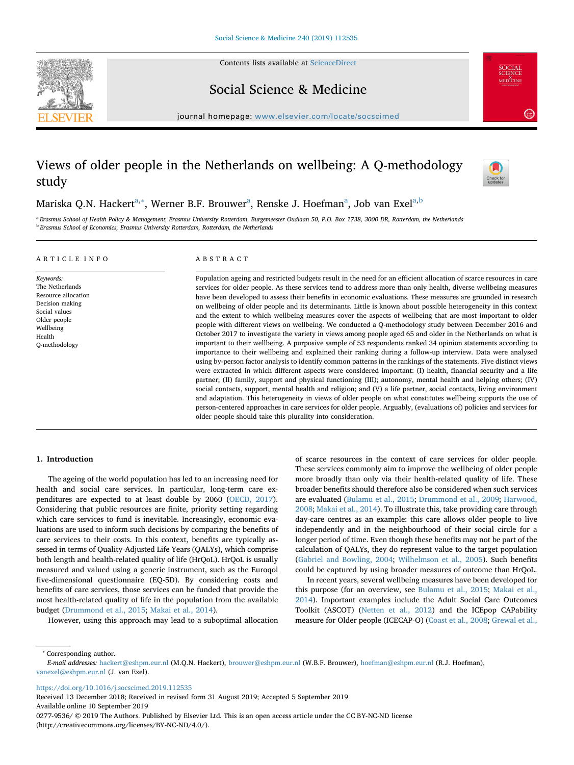# Views of older people in the Netherlands on wellbeing: A Q-methodology study

Mariska Q.N. Hackert[a,*], Werner B.F. Brouwer[a], Renske J. Hoefman[a], Job van Exel[a,b]

[a] Erasmus School of Health Policy & Management, Erasmus University Rotterdam, Burgemeester Oudlaan 50, P.O. Box 1738, 3000 DR, Rotterdam, the Netherlands
[b] Erasmus School of Economics, Erasmus University Rotterdam, Rotterdam, the Netherlands

## ARTICLE INFO

*Keywords:*
The Netherlands
Resource allocation
Decision making
Social values
Older people
Wellbeing
Health
Q-methodology

## ABSTRACT

Population ageing and restricted budgets result in the need for an efficient allocation of scarce resources in care services for older people. As these services tend to address more than only health, diverse wellbeing measures have been developed to assess their benefits in economic evaluations. These measures are grounded in research on wellbeing of older people and its determinants. Little is known about possible heterogeneity in this context and the extent to which wellbeing measures cover the aspects of wellbeing that are most important to older people with different views on wellbeing. We conducted a Q-methodology study between December 2016 and October 2017 to investigate the variety in views among people aged 65 and older in the Netherlands on what is important to their wellbeing. A purposive sample of 53 respondents ranked 34 opinion statements according to importance to their wellbeing and explained their ranking during a follow-up interview. Data were analysed using by-person factor analysis to identify common patterns in the rankings of the statements. Five distinct views were extracted in which different aspects were considered important: (I) health, financial security and a life partner; (II) family, support and physical functioning (III); autonomy, mental health and helping others; (IV) social contacts, support, mental health and religion; and (V) a life partner, social contacts, living environment and adaptation. This heterogeneity in views of older people on what constitutes wellbeing supports the use of person-centered approaches in care services for older people. Arguably, (evaluations of) policies and services for older people should take this plurality into consideration.

## 1. Introduction

The ageing of the world population has led to an increasing need for health and social care services. In particular, long-term care expenditures are expected to at least double by 2060 (OECD, 2017). Considering that public resources are finite, priority setting regarding which care services to fund is inevitable. Increasingly, economic evaluations are used to inform such decisions by comparing the benefits of care services to their costs. In this context, benefits are typically assessed in terms of Quality-Adjusted Life Years (QALYs), which comprise both length and health-related quality of life (HrQoL). HrQoL is usually measured and valued using a generic instrument, such as the Euroqol five-dimensional questionnaire (EQ-5D). By considering costs and benefits of care services, those services can be funded that provide the most health-related quality of life in the population from the available budget (Drummond et al., 2015; Makai et al., 2014).

However, using this approach may lead to a suboptimal allocation of scarce resources in the context of care services for older people. These services commonly aim to improve the wellbeing of older people more broadly than only via their health-related quality of life. These broader benefits should therefore also be considered when such services are evaluated (Bulamu et al., 2015; Drummond et al., 2009; Harwood, 2008; Makai et al., 2014). To illustrate this, take providing care through day-care centres as an example: this care allows older people to live independently and in the neighbourhood of their social circle for a longer period of time. Even though these benefits may not be part of the calculation of QALYs, they do represent value to the target population (Gabriel and Bowling, 2004; Wilhelmson et al., 2005). Such benefits could be captured by using broader measures of outcome than HrQoL.

In recent years, several wellbeing measures have been developed for this purpose (for an overview, see Bulamu et al., 2015; Makai et al., 2014). Important examples include the Adult Social Care Outcomes Toolkit (ASCOT) (Netten et al., 2012) and the ICEpop CAPability measure for Older people (ICECAP-O) (Coast et al., 2008; Grewal et al.,

[*] Corresponding author.
*E-mail addresses:* hackert@eshpm.eur.nl (M.Q.N. Hackert), brouwer@eshpm.eur.nl (W.B.F. Brouwer), hoefman@eshpm.eur.nl (R.J. Hoefman), vanexel@eshpm.eur.nl (J. van Exel).

https://doi.org/10.1016/j.socscimed.2019.112535
Received 13 December 2018; Received in revised form 31 August 2019; Accepted 5 September 2019
Available online 10 September 2019
0277-9536/ © 2019 The Authors. Published by Elsevier Ltd. This is an open access article under the CC BY-NC-ND license (http://creativecommons.org/licenses/BY-NC-ND/4.0/).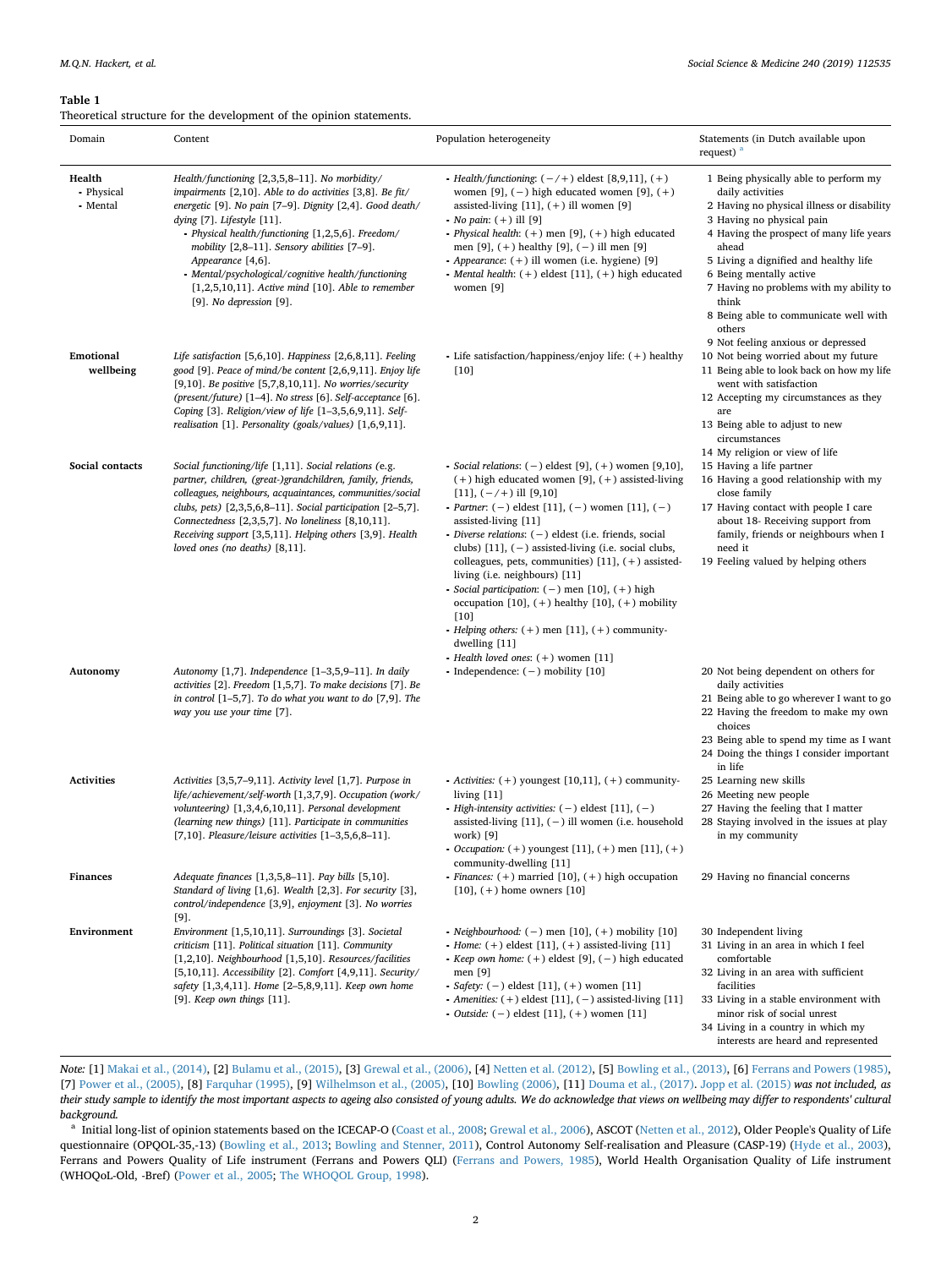**Table 1**
Theoretical structure for the development of the opinion statements.

| Domain | Content | Population heterogeneity | Statements (in Dutch available upon request) [a] |
|---|---|---|---|
| **Health**<br>- Physical<br>- Mental | *Health/functioning* [2,3,5,8–11]. *No morbidity/impairments* [2,10]. *Able to do activities* [3,8]. *Be fit/energetic* [9]. *No pain* [7–9]. *Dignity* [2,4]. *Good death/dying* [7]. *Lifestyle* [11].<br>- *Physical health/functioning* [1,2,5,6]. *Freedom/mobility* [2,8–11]. *Sensory abilities* [7–9]. *Appearance* [4,6].<br>- *Mental/psychological/cognitive health/functioning* [1,2,5,10,11]. *Active mind* [10]. *Able to remember* [9]. *No depression* [9]. | - *Health/functioning*: (−/+) eldest [8,9,11], (+) women [9], (−) high educated women [9], (+) assisted-living [11], (+) ill women [9]<br>- *No pain*: (+) ill [9]<br>- *Physical health*: (+) men [9], (+) high educated men [9], (+) healthy [9], (−) ill men [9]<br>- *Appearance*: (+) ill women (i.e. hygiene) [9]<br>- *Mental health*: (+) eldest [11], (+) high educated women [9] | 1 Being physically able to perform my daily activities<br>2 Having no physical illness or disability<br>3 Having no physical pain<br>4 Having the prospect of many life years ahead<br>5 Living a dignified and healthy life<br>6 Being mentally active<br>7 Having no problems with my ability to think<br>8 Being able to communicate well with others<br>9 Not feeling anxious or depressed |
| **Emotional wellbeing** | *Life satisfaction* [5,6,10]. *Happiness* [2,6,8,11]. *Feeling good* [9]. *Peace of mind/be content* [2,6,9,11]. *Enjoy life* [9,10]. *Be positive* [5,7,8,10,11]. *No worries/security (present/future)* [1–4]. *No stress* [6]. *Self-acceptance* [6]. *Coping* [3]. *Religion/view of life* [1–3,5,6,9,11]. *Self-realisation* [1]. *Personality (goals/values)* [1,6,9,11]. | - Life satisfaction/happiness/enjoy life: (+) healthy [10] | 10 Not being worried about my future<br>11 Being able to look back on how my life went with satisfaction<br>12 Accepting my circumstances as they are<br>13 Being able to adjust to new circumstances<br>14 My religion or view of life |
| **Social contacts** | *Social functioning/life* [1,11]. *Social relations (*e.g. *partner, children, (great-)grandchildren, family, friends, colleagues, neighbours, acquaintances, communities/social clubs, pets)* [2,3,5,6,8–11]. *Social participation* [2–5,7]. *Connectedness* [2,3,5,7]. *No loneliness* [8,10,11]. *Receiving support* [3,5,11]. *Helping others* [3,9]. *Health loved ones (no deaths)* [8,11]. | - *Social relations*: (−) eldest [9], (+) women [9,10], (+) high educated women [9], (+) assisted-living [11], (−/+) ill [9,10]<br>- *Partner*: (−) eldest [11], (−) women [11], (−) assisted-living [11]<br>- *Diverse relations*: (−) eldest (i.e. friends, social clubs) [11], (−) assisted-living (i.e. social clubs, colleagues, pets, communities) [11], (+) assisted-living (i.e. neighbours) [11]<br>- *Social participation*: (−) men [10], (+) high occupation [10], (+) healthy [10], (+) mobility [10]<br>- *Helping others*: (+) men [11], (+) community-dwelling [11]<br>- *Health loved ones*: (+) women [11] | 15 Having a life partner<br>16 Having a good relationship with my close family<br>17 Having contact with people I care about 18- Receiving support from family, friends or neighbours when I need it<br>19 Feeling valued by helping others |
| **Autonomy** | *Autonomy* [1,7]. *Independence* [1–3,5,9–11]. *In daily activities* [2]. *Freedom* [1,5,7]. *To make decisions* [7]. *Be in control* [1–5,7]. *To do what you want to do* [7,9]. *The way you use your time* [7]. | - Independence: (−) mobility [10] | 20 Not being dependent on others for daily activities<br>21 Being able to go wherever I want to go<br>22 Having the freedom to make my own choices<br>23 Being able to spend my time as I want<br>24 Doing the things I consider important in life |
| **Activities** | *Activities* [3,5,7–9,11]. *Activity level* [1,7]. *Purpose in life/achievement/self-worth* [1,3,7,9]. *Occupation (work/volunteering)* [1,3,4,6,10,11]. *Personal development (learning new things)* [11]. *Participate in communities* [7,10]. *Pleasure/leisure activities* [1–3,5,6,8–11]. | - *Activities:* (+) youngest [10,11], (+) community-living [11]<br>- *High-intensity activities:* (−) eldest [11], (−) assisted-living [11], (−) ill women (i.e. household work) [9]<br>- *Occupation:* (+) youngest [11], (+) men [11], (+) community-dwelling [11] | 25 Learning new skills<br>26 Meeting new people<br>27 Having the feeling that I matter<br>28 Staying involved in the issues at play in my community |
| **Finances** | *Adequate finances* [1,3,5,8–11]. *Pay bills* [5,10]. *Standard of living* [1,6]. *Wealth* [2,3]. *For security* [3], *control/independence* [3,9], *enjoyment* [3]. *No worries* [9]. | - *Finances:* (+) married [10], (+) high occupation [10], (+) home owners [10] | 29 Having no financial concerns |
| **Environment** | *Environment* [1,5,10,11]. *Surroundings* [3]. *Societal criticism* [11]. *Political situation* [11]. *Community* [1,2,10]. *Neighbourhood* [1,5,10]. *Resources/facilities* [5,10,11]. *Accessibility* [2]. *Comfort* [4,9,11]. *Security/safety* [1,3,4,11]. *Home* [2–5,8,9,11]. *Keep own home* [9]. *Keep own things* [11]. | - *Neighbourhood:* (−) men [10], (+) mobility [10]<br>- *Home:* (+) eldest [11], (+) assisted-living [11]<br>- *Keep own home:* (+) eldest [9], (−) high educated men [9]<br>- *Safety:* (−) eldest [11], (+) women [11]<br>- *Amenities:* (+) eldest [11], (−) assisted-living [11]<br>- *Outside:* (−) eldest [11], (+) women [11] | 30 Independent living<br>31 Living in an area in which I feel comfortable<br>32 Living in an area with sufficient facilities<br>33 Living in a stable environment with minor risk of social unrest<br>34 Living in a country in which my interests are heard and represented |

*Note:* [1] Makai et al., (2014), [2] Bulamu et al., (2015), [3] Grewal et al., (2006), [4] Netten et al. (2012), [5] Bowling et al., (2013), [6] Ferrans and Powers (1985), [7] Power et al., (2005), [8] Farquhar (1995), [9] Wilhelmson et al., (2005), [10] Bowling (2006), [11] Douma et al., (2017). Jopp et al. (2015) *was not included, as their study sample to identify the most important aspects to ageing also consisted of young adults. We do acknowledge that views on wellbeing may differ to respondents' cultural background.*

[a] Initial long-list of opinion statements based on the ICECAP-O (Coast et al., 2008; Grewal et al., 2006), ASCOT (Netten et al., 2012), Older People's Quality of Life questionnaire (OPQOL-35,-13) (Bowling et al., 2013; Bowling and Stenner, 2011), Control Autonomy Self-realisation and Pleasure (CASP-19) (Hyde et al., 2003), Ferrans and Powers Quality of Life instrument (Ferrans and Powers QLI) (Ferrans and Powers, 1985), World Health Organisation Quality of Life instrument (WHOQoL-Old, -Bref) (Power et al., 2005; The WHOQOL Group, 1998).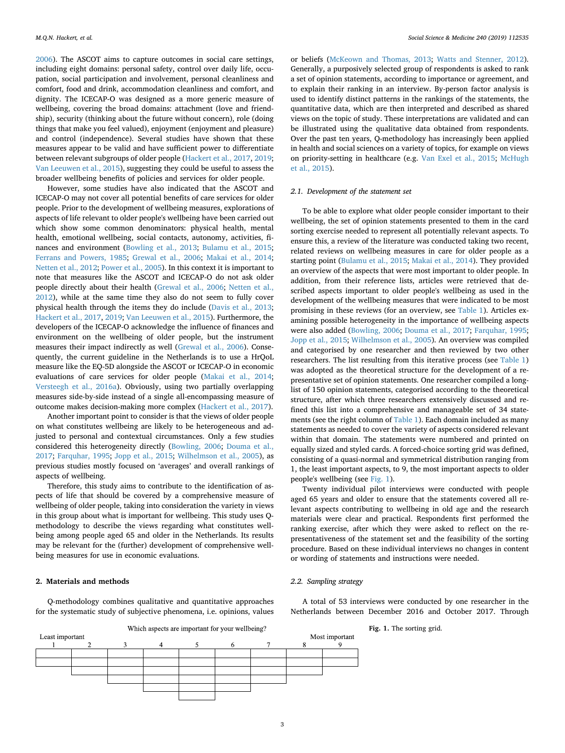2006). The ASCOT aims to capture outcomes in social care settings, including eight domains: personal safety, control over daily life, occupation, social participation and involvement, personal cleanliness and comfort, food and drink, accommodation cleanliness and comfort, and dignity. The ICECAP-O was designed as a more generic measure of wellbeing, covering the broad domains: attachment (love and friendship), security (thinking about the future without concern), role (doing things that make you feel valued), enjoyment (enjoyment and pleasure) and control (independence). Several studies have shown that these measures appear to be valid and have sufficient power to differentiate between relevant subgroups of older people (Hackert et al., 2017, 2019; Van Leeuwen et al., 2015), suggesting they could be useful to assess the broader wellbeing benefits of policies and services for older people.

However, some studies have also indicated that the ASCOT and ICECAP-O may not cover all potential benefits of care services for older people. Prior to the development of wellbeing measures, explorations of aspects of life relevant to older people's wellbeing have been carried out which show some common denominators: physical health, mental health, emotional wellbeing, social contacts, autonomy, activities, finances and environment (Bowling et al., 2013; Bulamu et al., 2015; Ferrans and Powers, 1985; Grewal et al., 2006; Makai et al., 2014; Netten et al., 2012; Power et al., 2005). In this context it is important to note that measures like the ASCOT and ICECAP-O do not ask older people directly about their health (Grewal et al., 2006; Netten et al., 2012), while at the same time they also do not seem to fully cover physical health through the items they do include (Davis et al., 2013; Hackert et al., 2017, 2019; Van Leeuwen et al., 2015). Furthermore, the developers of the ICECAP-O acknowledge the influence of finances and environment on the wellbeing of older people, but the instrument measures their impact indirectly as well (Grewal et al., 2006). Consequently, the current guideline in the Netherlands is to use a HrQoL measure like the EQ-5D alongside the ASCOT or ICECAP-O in economic evaluations of care services for older people (Makai et al., 2014; Versteegh et al., 2016a). Obviously, using two partially overlapping measures side-by-side instead of a single all-encompassing measure of outcome makes decision-making more complex (Hackert et al., 2017).

Another important point to consider is that the views of older people on what constitutes wellbeing are likely to be heterogeneous and adjusted to personal and contextual circumstances. Only a few studies considered this heterogeneity directly (Bowling, 2006; Douma et al., 2017; Farquhar, 1995; Jopp et al., 2015; Wilhelmson et al., 2005), as previous studies mostly focused on 'averages' and overall rankings of aspects of wellbeing.

Therefore, this study aims to contribute to the identification of aspects of life that should be covered by a comprehensive measure of wellbeing of older people, taking into consideration the variety in views in this group about what is important for wellbeing. This study uses Q-methodology to describe the views regarding what constitutes wellbeing among people aged 65 and older in the Netherlands. Its results may be relevant for the (further) development of comprehensive wellbeing measures for use in economic evaluations.

## 2. Materials and methods

Q-methodology combines qualitative and quantitative approaches for the systematic study of subjective phenomena, i.e. opinions, values or beliefs (McKeown and Thomas, 2013; Watts and Stenner, 2012). Generally, a purposively selected group of respondents is asked to rank a set of opinion statements, according to importance or agreement, and to explain their ranking in an interview. By-person factor analysis is used to identify distinct patterns in the rankings of the statements, the quantitative data, which are then interpreted and described as shared views on the topic of study. These interpretations are validated and can be illustrated using the qualitative data obtained from respondents. Over the past ten years, Q-methodology has increasingly been applied in health and social sciences on a variety of topics, for example on views on priority-setting in healthcare (e.g. Van Exel et al., 2015; McHugh et al., 2015).

### 2.1. Development of the statement set

To be able to explore what older people consider important to their wellbeing, the set of opinion statements presented to them in the card sorting exercise needed to represent all potentially relevant aspects. To ensure this, a review of the literature was conducted taking two recent, related reviews on wellbeing measures in care for older people as a starting point (Bulamu et al., 2015; Makai et al., 2014). They provided an overview of the aspects that were most important to older people. In addition, from their reference lists, articles were retrieved that described aspects important to older people's wellbeing as used in the development of the wellbeing measures that were indicated to be most promising in these reviews (for an overview, see Table 1). Articles examining possible heterogeneity in the importance of wellbeing aspects were also added (Bowling, 2006; Douma et al., 2017; Farquhar, 1995; Jopp et al., 2015; Wilhelmson et al., 2005). An overview was compiled and categorised by one researcher and then reviewed by two other researchers. The list resulting from this iterative process (see Table 1) was adopted as the theoretical structure for the development of a representative set of opinion statements. One researcher compiled a long-list of 150 opinion statements, categorised according to the theoretical structure, after which three researchers extensively discussed and refined this list into a comprehensive and manageable set of 34 statements (see the right column of Table 1). Each domain included as many statements as needed to cover the variety of aspects considered relevant within that domain. The statements were numbered and printed on equally sized and styled cards. A forced-choice sorting grid was defined, consisting of a quasi-normal and symmetrical distribution ranging from 1, the least important aspects, to 9, the most important aspects to older people's wellbeing (see Fig. 1).

Twenty individual pilot interviews were conducted with people aged 65 years and older to ensure that the statements covered all relevant aspects contributing to wellbeing in old age and the research materials were clear and practical. Respondents first performed the ranking exercise, after which they were asked to reflect on the representativeness of the statement set and the feasibility of the sorting procedure. Based on these individual interviews no changes in content or wording of statements and instructions were needed.

### 2.2. Sampling strategy

A total of 53 interviews were conducted by one researcher in the Netherlands between December 2016 and October 2017. Through

Which aspects are important for your wellbeing?

Least important — Most important

1 2 3 4 5 6 7 8 9

Fig. 1. The sorting grid.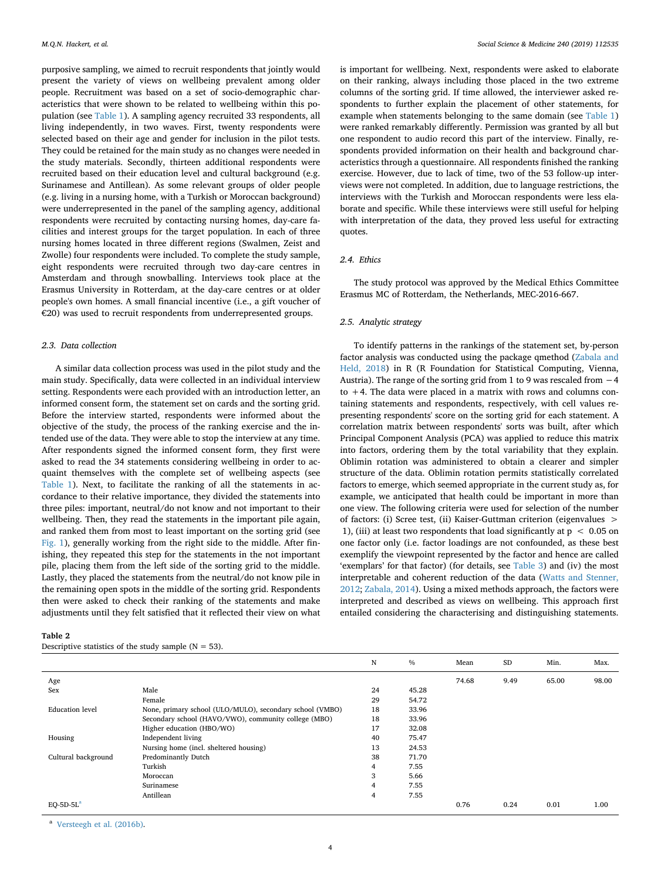purposive sampling, we aimed to recruit respondents that jointly would present the variety of views on wellbeing prevalent among older people. Recruitment was based on a set of socio-demographic characteristics that were shown to be related to wellbeing within this population (see Table 1). A sampling agency recruited 33 respondents, all living independently, in two waves. First, twenty respondents were selected based on their age and gender for inclusion in the pilot tests. They could be retained for the main study as no changes were needed in the study materials. Secondly, thirteen additional respondents were recruited based on their education level and cultural background (e.g. Surinamese and Antillean). As some relevant groups of older people (e.g. living in a nursing home, with a Turkish or Moroccan background) were underrepresented in the panel of the sampling agency, additional respondents were recruited by contacting nursing homes, day-care facilities and interest groups for the target population. In each of three nursing homes located in three different regions (Swalmen, Zeist and Zwolle) four respondents were included. To complete the study sample, eight respondents were recruited through two day-care centres in Amsterdam and through snowballing. Interviews took place at the Erasmus University in Rotterdam, at the day-care centres or at older people's own homes. A small financial incentive (i.e., a gift voucher of €20) was used to recruit respondents from underrepresented groups.

### 2.3. Data collection

A similar data collection process was used in the pilot study and the main study. Specifically, data were collected in an individual interview setting. Respondents were each provided with an introduction letter, an informed consent form, the statement set on cards and the sorting grid. Before the interview started, respondents were informed about the objective of the study, the process of the ranking exercise and the intended use of the data. They were able to stop the interview at any time. After respondents signed the informed consent form, they first were asked to read the 34 statements considering wellbeing in order to acquaint themselves with the complete set of wellbeing aspects (see Table 1). Next, to facilitate the ranking of all the statements in accordance to their relative importance, they divided the statements into three piles: important, neutral/do not know and not important to their wellbeing. Then, they read the statements in the important pile again, and ranked them from most to least important on the sorting grid (see Fig. 1), generally working from the right side to the middle. After finishing, they repeated this step for the statements in the not important pile, placing them from the left side of the sorting grid to the middle. Lastly, they placed the statements from the neutral/do not know pile in the remaining open spots in the middle of the sorting grid. Respondents then were asked to check their ranking of the statements and make adjustments until they felt satisfied that it reflected their view on what is important for wellbeing. Next, respondents were asked to elaborate on their ranking, always including those placed in the two extreme columns of the sorting grid. If time allowed, the interviewer asked respondents to further explain the placement of other statements, for example when statements belonging to the same domain (see Table 1) were ranked remarkably differently. Permission was granted by all but one respondent to audio record this part of the interview. Finally, respondents provided information on their health and background characteristics through a questionnaire. All respondents finished the ranking exercise. However, due to lack of time, two of the 53 follow-up interviews were not completed. In addition, due to language restrictions, the interviews with the Turkish and Moroccan respondents were less elaborate and specific. While these interviews were still useful for helping with interpretation of the data, they proved less useful for extracting quotes.

### 2.4. Ethics

The study protocol was approved by the Medical Ethics Committee Erasmus MC of Rotterdam, the Netherlands, MEC-2016-667.

### 2.5. Analytic strategy

To identify patterns in the rankings of the statement set, by-person factor analysis was conducted using the package qmethod (Zabala and Held, 2018) in R (R Foundation for Statistical Computing, Vienna, Austria). The range of the sorting grid from 1 to 9 was rescaled from −4 to +4. The data were placed in a matrix with rows and columns containing statements and respondents, respectively, with cell values representing respondents' score on the sorting grid for each statement. A correlation matrix between respondents' sorts was built, after which Principal Component Analysis (PCA) was applied to reduce this matrix into factors, ordering them by the total variability that they explain. Oblimin rotation was administered to obtain a clearer and simpler structure of the data. Oblimin rotation permits statistically correlated factors to emerge, which seemed appropriate in the current study as, for example, we anticipated that health could be important in more than one view. The following criteria were used for selection of the number of factors: (i) Scree test, (ii) Kaiser-Guttman criterion (eigenvalues > 1), (iii) at least two respondents that load significantly at $p < 0.05$ on one factor only (i.e. factor loadings are not confounded, as these best exemplify the viewpoint represented by the factor and hence are called ‘exemplars’ for that factor) (for details, see Table 3) and (iv) the most interpretable and coherent reduction of the data (Watts and Stenner, 2012; Zabala, 2014). Using a mixed methods approach, the factors were interpreted and described as views on wellbeing. This approach first entailed considering the characterising and distinguishing statements.

**Table 2**
Descriptive statistics of the study sample (N = 53).

| | | N | % | Mean | SD | Min. | Max. |
|---|---|---|---|---|---|---|---|
| Age | | | | 74.68 | 9.49 | 65.00 | 98.00 |
| Sex | Male | 24 | 45.28 | | | | |
| | Female | 29 | 54.72 | | | | |
| Education level | None, primary school (ULO/MULO), secondary school (VMBO) | 18 | 33.96 | | | | |
| | Secondary school (HAVO/VWO), community college (MBO) | 18 | 33.96 | | | | |
| | Higher education (HBO/WO) | 17 | 32.08 | | | | |
| Housing | Independent living | 40 | 75.47 | | | | |
| | Nursing home (incl. sheltered housing) | 13 | 24.53 | | | | |
| Cultural background | Predominantly Dutch | 38 | 71.70 | | | | |
| | Turkish | 4 | 7.55 | | | | |
| | Moroccan | 3 | 5.66 | | | | |
| | Surinamese | 4 | 7.55 | | | | |
| | Antillean | 4 | 7.55 | | | | |
| EQ-5D-5L[a] | | | | 0.76 | 0.24 | 0.01 | 1.00 |

[a] Versteegh et al. (2016b).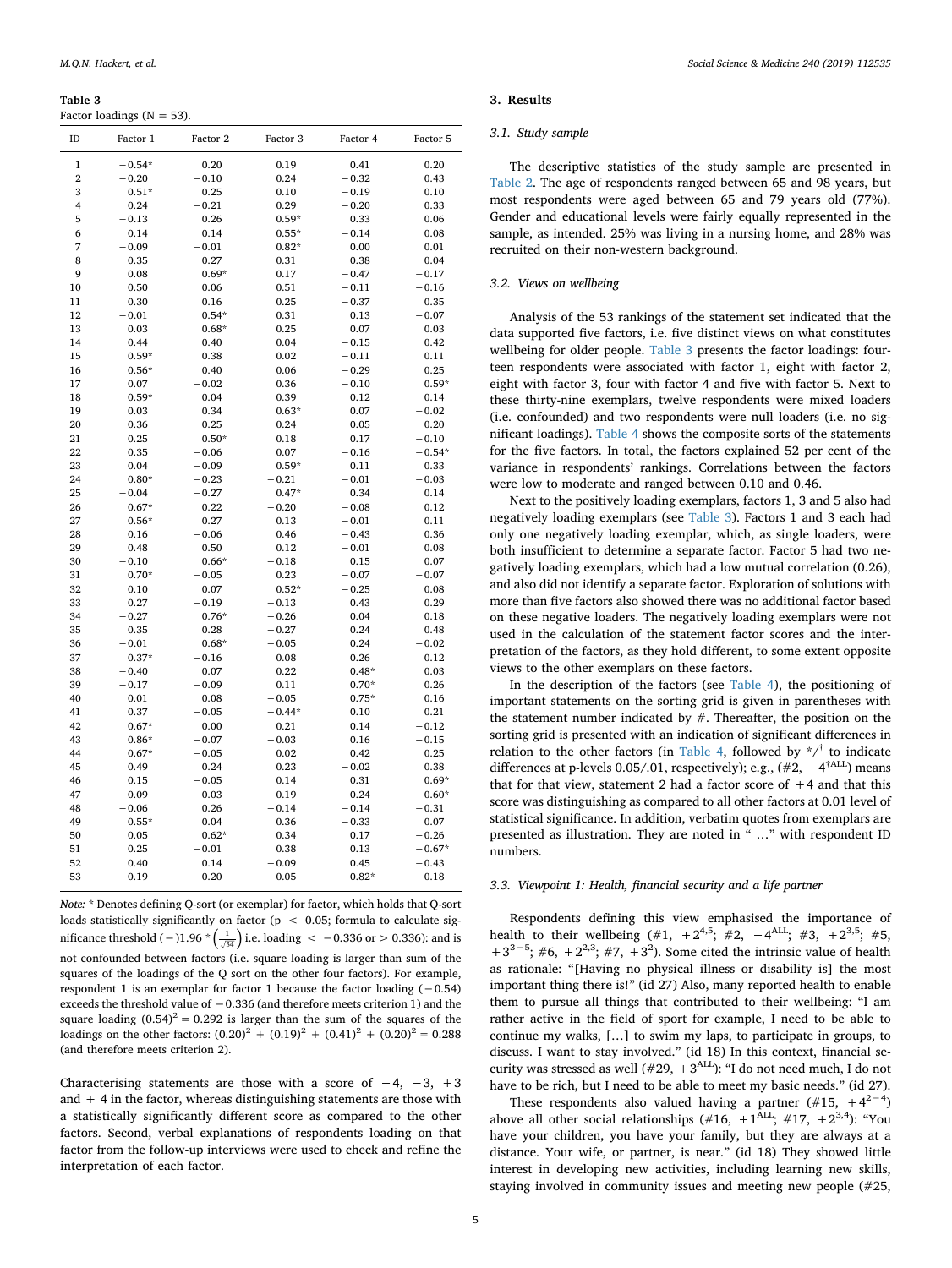**Table 3**
Factor loadings (N = 53).

| ID | Factor 1 | Factor 2 | Factor 3 | Factor 4 | Factor 5 |
|---|---|---|---|---|---|
| 1 | −0.54* | 0.20 | 0.19 | 0.41 | 0.20 |
| 2 | −0.20 | −0.10 | 0.24 | −0.32 | 0.43 |
| 3 | 0.51* | 0.25 | 0.10 | −0.19 | 0.10 |
| 4 | 0.24 | −0.21 | 0.29 | −0.20 | 0.33 |
| 5 | −0.13 | 0.26 | 0.59* | 0.33 | 0.06 |
| 6 | 0.14 | 0.14 | 0.55* | −0.14 | 0.08 |
| 7 | −0.09 | −0.01 | 0.82* | 0.00 | 0.01 |
| 8 | 0.35 | 0.27 | 0.31 | 0.38 | 0.04 |
| 9 | 0.08 | 0.69* | 0.17 | −0.47 | −0.17 |
| 10 | 0.50 | 0.06 | 0.51 | −0.11 | −0.16 |
| 11 | 0.30 | 0.16 | 0.25 | −0.37 | 0.35 |
| 12 | −0.01 | 0.54* | 0.31 | 0.13 | −0.07 |
| 13 | 0.03 | 0.68* | 0.25 | 0.07 | 0.03 |
| 14 | 0.44 | 0.40 | 0.04 | −0.15 | 0.42 |
| 15 | 0.59* | 0.38 | 0.02 | −0.11 | 0.11 |
| 16 | 0.56* | 0.40 | 0.06 | −0.29 | 0.25 |
| 17 | 0.07 | −0.02 | 0.36 | −0.10 | 0.59* |
| 18 | 0.59* | 0.04 | 0.39 | 0.12 | 0.14 |
| 19 | 0.03 | 0.34 | 0.63* | 0.07 | −0.02 |
| 20 | 0.36 | 0.25 | 0.24 | 0.05 | 0.20 |
| 21 | 0.25 | 0.50* | 0.18 | 0.17 | −0.10 |
| 22 | 0.35 | −0.06 | 0.07 | −0.16 | −0.54* |
| 23 | 0.04 | −0.09 | 0.59* | 0.11 | 0.33 |
| 24 | 0.80* | −0.23 | −0.21 | −0.01 | −0.03 |
| 25 | −0.04 | −0.27 | 0.47* | 0.34 | 0.14 |
| 26 | 0.67* | 0.22 | −0.20 | −0.08 | 0.12 |
| 27 | 0.56* | 0.27 | 0.13 | −0.01 | 0.11 |
| 28 | 0.16 | −0.06 | 0.46 | −0.43 | 0.36 |
| 29 | 0.48 | 0.50 | 0.12 | −0.01 | 0.08 |
| 30 | −0.10 | 0.66* | −0.18 | 0.15 | 0.07 |
| 31 | 0.70* | −0.05 | 0.23 | −0.07 | −0.07 |
| 32 | 0.10 | 0.07 | 0.52* | −0.25 | 0.08 |
| 33 | 0.27 | −0.19 | −0.13 | 0.43 | 0.29 |
| 34 | −0.27 | 0.76* | −0.26 | 0.04 | 0.18 |
| 35 | 0.35 | 0.28 | −0.27 | 0.24 | 0.48 |
| 36 | −0.01 | 0.68* | −0.05 | 0.24 | −0.02 |
| 37 | 0.37* | −0.16 | 0.08 | 0.26 | 0.12 |
| 38 | −0.40 | 0.07 | 0.22 | 0.48* | 0.03 |
| 39 | −0.17 | −0.09 | 0.11 | 0.70* | 0.26 |
| 40 | 0.01 | 0.08 | −0.05 | 0.75* | 0.16 |
| 41 | 0.37 | −0.05 | −0.44* | 0.10 | 0.21 |
| 42 | 0.67* | 0.00 | 0.21 | 0.14 | −0.12 |
| 43 | 0.86* | −0.07 | −0.03 | 0.16 | −0.15 |
| 44 | 0.67* | −0.05 | 0.02 | 0.42 | 0.25 |
| 45 | 0.49 | 0.24 | 0.23 | −0.02 | 0.38 |
| 46 | 0.15 | −0.05 | 0.14 | 0.31 | 0.69* |
| 47 | 0.09 | 0.03 | 0.19 | 0.24 | 0.60* |
| 48 | −0.06 | 0.26 | −0.14 | −0.14 | −0.31 |
| 49 | 0.55* | 0.04 | 0.36 | −0.33 | 0.07 |
| 50 | 0.05 | 0.62* | 0.34 | 0.17 | −0.26 |
| 51 | 0.25 | −0.01 | 0.38 | 0.13 | −0.67* |
| 52 | 0.40 | 0.14 | −0.09 | 0.45 | −0.43 |
| 53 | 0.19 | 0.20 | 0.05 | 0.82* | −0.18 |

*Note:* * Denotes defining Q-sort (or exemplar) for factor, which holds that Q-sort loads statistically significantly on factor ($p < 0.05$; formula to calculate significance threshold $(-)1.96 * \left(\frac{1}{\sqrt{34}}\right)$ i.e. loading $< -0.336$ or $> 0.336$); and is not confounded between factors (i.e. square loading is larger than sum of the squares of the loadings of the Q sort on the other four factors). For example, respondent 1 is an exemplar for factor 1 because the factor loading (−0.54) exceeds the threshold value of −0.336 (and therefore meets criterion 1) and the square loading $(0.54)^2 = 0.292$ is larger than the sum of the squares of the loadings on the other factors: $(0.20)^2 + (0.19)^2 + (0.41)^2 + (0.20)^2 = 0.288$ (and therefore meets criterion 2).

Characterising statements are those with a score of −4, −3, +3 and + 4 in the factor, whereas distinguishing statements are those with a statistically significantly different score as compared to the other factors. Second, verbal explanations of respondents loading on that factor from the follow-up interviews were used to check and refine the interpretation of each factor.

## 3. Results

### 3.1. Study sample

The descriptive statistics of the study sample are presented in Table 2. The age of respondents ranged between 65 and 98 years, but most respondents were aged between 65 and 79 years old (77%). Gender and educational levels were fairly equally represented in the sample, as intended. 25% was living in a nursing home, and 28% was recruited on their non-western background.

### 3.2. Views on wellbeing

Analysis of the 53 rankings of the statement set indicated that the data supported five factors, i.e. five distinct views on what constitutes wellbeing for older people. Table 3 presents the factor loadings: fourteen respondents were associated with factor 1, eight with factor 2, eight with factor 3, four with factor 4 and five with factor 5. Next to these thirty-nine exemplars, twelve respondents were mixed loaders (i.e. confounded) and two respondents were null loaders (i.e. no significant loadings). Table 4 shows the composite sorts of the statements for the five factors. In total, the factors explained 52 per cent of the variance in respondents' rankings. Correlations between the factors were low to moderate and ranged between 0.10 and 0.46.

Next to the positively loading exemplars, factors 1, 3 and 5 also had negatively loading exemplars (see Table 3). Factors 1 and 3 each had only one negatively loading exemplar, which, as single loaders, were both insufficient to determine a separate factor. Factor 5 had two negatively loading exemplars, which had a low mutual correlation (0.26), and also did not identify a separate factor. Exploration of solutions with more than five factors also showed there was no additional factor based on these negative loaders. The negatively loading exemplars were not used in the calculation of the statement factor scores and the interpretation of the factors, as they hold different, to some extent opposite views to the other exemplars on these factors.

In the description of the factors (see Table 4), the positioning of important statements on the sorting grid is given in parentheses with the statement number indicated by #. Thereafter, the position on the sorting grid is presented with an indication of significant differences in relation to the other factors (in Table 4, followed by */† to indicate differences at p-levels 0.05/.01, respectively); e.g., (#2, $+4^{\dagger ALL}$) means that for that view, statement 2 had a factor score of +4 and that this score was distinguishing as compared to all other factors at 0.01 level of statistical significance. In addition, verbatim quotes from exemplars are presented as illustration. They are noted in " …" with respondent ID numbers.

### 3.3. Viewpoint 1: Health, financial security and a life partner

Respondents defining this view emphasised the importance of health to their wellbeing (#1, $+2^{4,5}$; #2, $+4^{ALL}$; #3, $+2^{3,5}$; #5, $+3^{3-5}$; #6, $+2^{2,3}$; #7, $+3^{2}$). Some cited the intrinsic value of health as rationale: "[Having no physical illness or disability is] the most important thing there is!" (id 27) Also, many reported health to enable them to pursue all things that contributed to their wellbeing: "I am rather active in the field of sport for example, I need to be able to continue my walks, […] to swim my laps, to participate in groups, to discuss. I want to stay involved." (id 18) In this context, financial security was stressed as well (#29, $+3^{ALL}$): "I do not need much, I do not have to be rich, but I need to be able to meet my basic needs." (id 27)

These respondents also valued having a partner (#15, $+4^{2-4}$) above all other social relationships (#16, $+1^{ALL}$; #17, $+2^{3,4}$): "You have your children, you have your family, but they are always at a distance. Your wife, or partner, is near." (id 18) They showed little interest in developing new activities, including learning new skills, staying involved in community issues and meeting new people (#25,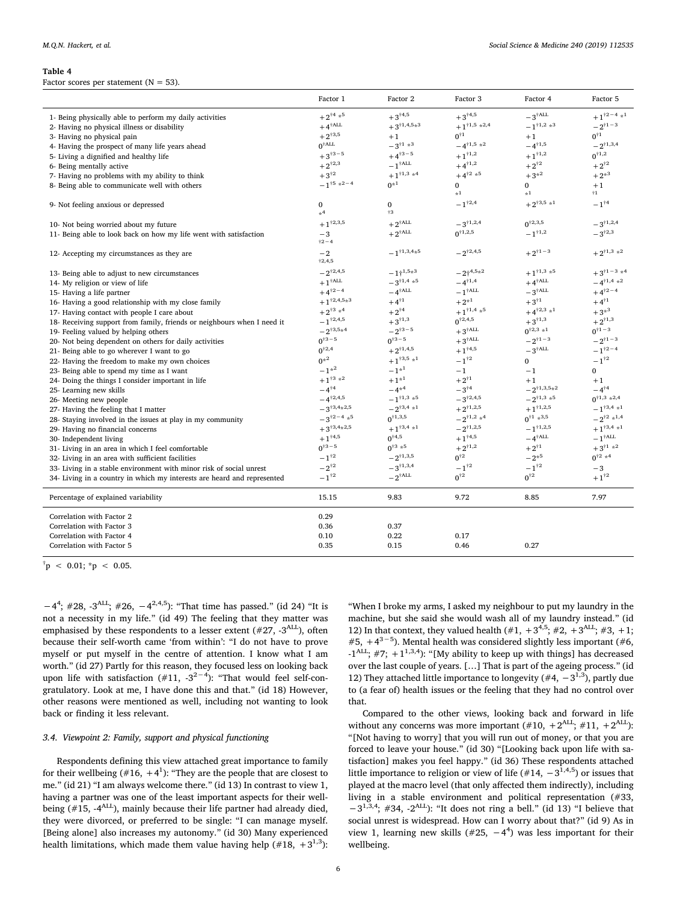**Table 4**
Factor scores per statement (N = 53).

| | Factor 1 | Factor 2 | Factor 3 | Factor 4 | Factor 5 |
|---|---|---|---|---|---|
| 1- Being physically able to perform my daily activities | $+2^{†4\ *5}$ | $+3^{†4,5}$ | $+3^{†4,5}$ | $-3^{†ALL}$ | $+1^{†2-4\ *1}$ |
| 2- Having no physical illness or disability | $+4^{†ALL}$ | $+3^{†1,4,5*3}$ | $+1^{†1,5\ *2,4}$ | $-1^{†1,2\ *3}$ | $-2^{†1-3}$ |
| 3- Having no physical pain | $+2^{†3,5}$ | $+1$ | $0^{†1}$ | $+1$ | $0^{†1}$ |
| 4- Having the prospect of many life years ahead | $0^{†ALL}$ | $-3^{†1\ *3}$ | $-4^{†1,5\ *2}$ | $-4^{†1,5}$ | $-2^{†1,3,4}$ |
| 5- Living a dignified and healthy life | $+3^{†3-5}$ | $+4^{†3-5}$ | $+1^{†1,2}$ | $+1^{†1,2}$ | $0^{†1,2}$ |
| 6- Being mentally active | $+2^{†2,3}$ | $-1^{†ALL}$ | $+4^{†1,2}$ | $+2^{†2}$ | $+2^{†2}$ |
| 7- Having no problems with my ability to think | $+3^{†2}$ | $+1^{†1,3\ *4}$ | $+4^{†2\ *5}$ | $+3^{*2}$ | $+2^{*3}$ |
| 8- Being able to communicate well with others | $-1^{†5\ *2-4}$ | $0^{*1}$ | $0^{*1}$ | $0^{*1}$ | $+1^{†1}$ |
| 9- Not feeling anxious or depressed | $0^{*4}$ | $0^{†3}$ | $-1^{†2,4}$ | $+2^{†3,5\ *1}$ | $-1^{†4}$ |
| 10- Not being worried about my future | $+1^{†2,3,5}$ | $+2^{†ALL}$ | $-3^{†1,2,4}$ | $0^{†2,3,5}$ | $-3^{†1,2,4}$ |
| 11- Being able to look back on how my life went with satisfaction | $-3^{†2-4}$ | $+2^{†ALL}$ | $0^{†1,2,5}$ | $-1^{†1,2}$ | $-3^{†2,3}$ |
| 12- Accepting my circumstances as they are | $-2^{†2,4,5}$ | $-1^{†1,3,4*5}$ | $-2^{†2,4,5}$ | $+2^{†1-3}$ | $+2^{†1,3\ *2}$ |
| 13- Being able to adjust to new circumstances | $-2^{†2,4,5}$ | $-1^{†1,5*3}$ | $-2^{†4,5*2}$ | $+1^{†1,3\ *5}$ | $+3^{†1-3\ *4}$ |
| 14- My religion or view of life | $+1^{†ALL}$ | $-3^{†1,4\ *5}$ | $-4^{†1,4}$ | $+4^{†ALL}$ | $-4^{†1,4\ *2}$ |
| 15- Having a life partner | $+4^{†2-4}$ | $-4^{†ALL}$ | $-1^{†ALL}$ | $-3^{†ALL}$ | $+4^{†2-4}$ |
| 16- Having a good relationship with my close family | $+1^{†2,4,5*3}$ | $+4^{†1}$ | $+2^{*1}$ | $+3^{†1}$ | $+4^{†1}$ |
| 17- Having contact with people I care about | $+2^{†3\ *4}$ | $+2^{†4}$ | $+1^{†1,4\ *5}$ | $+4^{†2,3\ *1}$ | $+3^{*3}$ |
| 18- Receiving support from family, friends or neighbours when I need it | $-1^{†2,4,5}$ | $+3^{†1,3}$ | $0^{†2,4,5}$ | $+3^{†1,3}$ | $+2^{†1,3}$ |
| 19- Feeling valued by helping others | $-2^{†3,5*4}$ | $-2^{†3-5}$ | $+3^{†ALL}$ | $0^{†2,3\ *1}$ | $0^{†1-3}$ |
| 20- Not being dependent on others for daily activities | $0^{†3-5}$ | $0^{†3-5}$ | $+3^{†ALL}$ | $-2^{†1-3}$ | $-2^{†1-3}$ |
| 21- Being able to go wherever I want to go | $0^{†2,4}$ | $+2^{†1,4,5}$ | $+1^{†4,5}$ | $-3^{†ALL}$ | $-1^{†2-4}$ |
| 22- Having the freedom to make my own choices | $0^{*2}$ | $+1^{†3,5\ *1}$ | $-1^{†2}$ | $0$ | $-1^{†2}$ |
| 23- Being able to spend my time as I want | $-1^{*2}$ | $-1^{*1}$ | $-1$ | $-1$ | $0$ |
| 24- Doing the things I consider important in life | $+1^{†3\ *2}$ | $+1^{*1}$ | $+2^{†1}$ | $+1$ | $+1$ |
| 25- Learning new skills | $-4^{†4}$ | $-4^{*4}$ | $-3^{†4}$ | $-2^{†1,3,5*2}$ | $-4^{†4}$ |
| 26- Meeting new people | $-4^{†2,4,5}$ | $-1^{†1,3\ *5}$ | $-3^{†2,4,5}$ | $-2^{†1,3\ *5}$ | $0^{†1,3\ *2,4}$ |
| 27- Having the feeling that I matter | $-3^{†3,4*2,5}$ | $-2^{†3,4\ *1}$ | $+2^{†1,2,5}$ | $+1^{†1,2,5}$ | $-1^{†3,4\ *1}$ |
| 28- Staying involved in the issues at play in my community | $-3^{†2-4\ *5}$ | $0^{†1,3,5}$ | $-2^{†1,2\ *4}$ | $0^{†1\ *3,5}$ | $-2^{†2\ *1,4}$ |
| 29- Having no financial concerns | $+3^{†3,4*2,5}$ | $+1^{†3,4\ *1}$ | $-2^{†1,2,5}$ | $-1^{†1,2,5}$ | $+1^{†3,4\ *1}$ |
| 30- Independent living | $+1^{†4,5}$ | $0^{†4,5}$ | $+1^{†4,5}$ | $-4^{†ALL}$ | $-1^{†ALL}$ |
| 31- Living in an area in which I feel comfortable | $0^{†3-5}$ | $0^{†3\ *5}$ | $+2^{†1,2}$ | $+2^{†1}$ | $+3^{†1\ *2}$ |
| 32- Living in an area with sufficient facilities | $-1^{†2}$ | $-2^{†1,3,5}$ | $0^{†2}$ | $-2^{*5}$ | $0^{†2\ *4}$ |
| 33- Living in a stable environment with minor risk of social unrest | $-2^{†2}$ | $-3^{†1,3,4}$ | $-1^{†2}$ | $-1^{†2}$ | $-3$ |
| 34- Living in a country in which my interests are heard and represented | $-1^{†2}$ | $-2^{†ALL}$ | $0^{†2}$ | $0^{†2}$ | $+1^{†2}$ |
| Percentage of explained variability | 15.15 | 9.83 | 9.72 | 8.85 | 7.97 |
| Correlation with Factor 2 | 0.29 | | | | |
| Correlation with Factor 3 | 0.36 | 0.37 | | | |
| Correlation with Factor 4 | 0.10 | 0.22 | 0.17 | | |
| Correlation with Factor 5 | 0.35 | 0.15 | 0.46 | 0.27 | |

† $p < 0.01$; * $p < 0.05$.

$-4^{4}$; #28, $-3^{ALL}$; #26, $-4^{2,4,5}$): "That time has passed." (id 24) "It is not a necessity in my life." (id 49) The feeling that they matter was emphasised by these respondents to a lesser extent (#27, $-3^{ALL}$), often because their self-worth came 'from within': "I do not have to prove myself or put myself in the centre of attention. I know what I am worth." (id 27) Partly for this reason, they focused less on looking back upon life with satisfaction (#11, $-3^{2-4}$): "That would feel self-congratulatory. Look at me, I have done this and that." (id 18) However, other reasons were mentioned as well, including not wanting to look back or finding it less relevant.

### 3.4. Viewpoint 2: Family, support and physical functioning

Respondents defining this view attached great importance to family for their wellbeing (#16, $+4^{1}$): "They are the people that are closest to me." (id 21) "I am always welcome there." (id 13) In contrast to view 1, having a partner was one of the least important aspects for their wellbeing (#15, $-4^{ALL}$), mainly because their life partner had already died, they were divorced, or preferred to be single: "I can manage myself. [Being alone] also increases my autonomy." (id 30) Many experienced health limitations, which made them value having help (#18, $+3^{1,3}$): "When I broke my arms, I asked my neighbour to put my laundry in the machine, but she said she would wash all of my laundry instead." (id 12) In that context, they valued health (#1, $+3^{4,5}$; #2, $+3^{ALL}$; #3, +1; #5, $+4^{3-5}$). Mental health was considered slightly less important (#6, $-1^{ALL}$; #7; $+1^{1,3,4}$): "[My ability to keep up with things] has decreased over the last couple of years. […] That is part of the ageing process." (id 12) They attached little importance to longevity (#4, $-3^{1,3}$), partly due to (a fear of) health issues or the feeling that they had no control over that.

Compared to the other views, looking back and forward in life without any concerns was more important (#10, $+2^{ALL}$; #11, $+2^{ALL}$): "[Not having to worry] that you will run out of money, or that you are forced to leave your house." (id 30) "[Looking back upon life with satisfaction] makes you feel happy." (id 36) These respondents attached little importance to religion or view of life (#14, $-3^{1,4,5}$) or issues that played at the macro level (that only affected them indirectly), including living in a stable environment and political representation (#33, $-3^{1,3,4}$; #34, $-2^{ALL}$): "It does not ring a bell." (id 13) "I believe that social unrest is widespread. How can I worry about that?" (id 9) As in view 1, learning new skills (#25, $-4^{4}$) was less important for their wellbeing.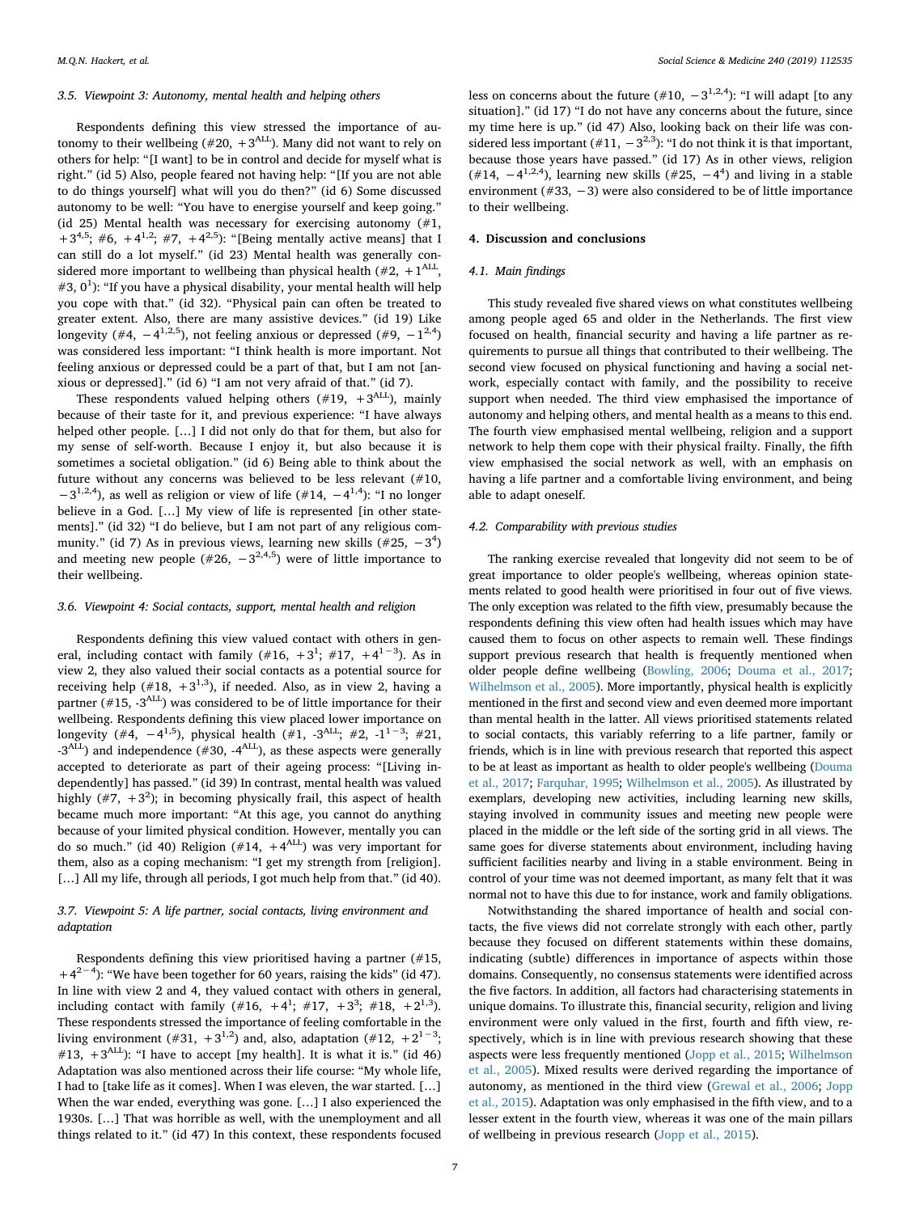### 3.5. Viewpoint 3: Autonomy, mental health and helping others

Respondents defining this view stressed the importance of autonomy to their wellbeing (#20, $+3^{ALL}$). Many did not want to rely on others for help: "[I want] to be in control and decide for myself what is right." (id 5) Also, people feared not having help: "[If you are not able to do things yourself] what will you do then?" (id 6) Some discussed autonomy to be well: "You have to energise yourself and keep going." (id 25) Mental health was necessary for exercising autonomy (#1, $+3^{4,5}$; #6, $+4^{1,2}$; #7, $+4^{2,5}$): "[Being mentally active means] that I can still do a lot myself." (id 23) Mental health was generally considered more important to wellbeing than physical health (#2, $+1^{ALL}$, #3, $0^{1}$): "If you have a physical disability, your mental health will help you cope with that." (id 32). "Physical pain can often be treated to greater extent. Also, there are many assistive devices." (id 19) Like longevity (#4, $-4^{1,2,5}$), not feeling anxious or depressed (#9, $-1^{2,4}$) was considered less important: "I think health is more important. Not feeling anxious or depressed could be a part of that, but I am not [anxious or depressed]." (id 6) "I am not very afraid of that." (id 7).

These respondents valued helping others (#19, $+3^{ALL}$), mainly because of their taste for it, and previous experience: "I have always helped other people. […] I did not only do that for them, but also for my sense of self-worth. Because I enjoy it, but also because it is sometimes a societal obligation." (id 6) Being able to think about the future without any concerns was believed to be less relevant (#10, $-3^{1,2,4}$), as well as religion or view of life (#14, $-4^{1,4}$): "I no longer believe in a God. […] My view of life is represented [in other statements]." (id 32) "I do believe, but I am not part of any religious community." (id 7) As in previous views, learning new skills (#25, $-3^{4}$) and meeting new people (#26, $-3^{2,4,5}$) were of little importance to their wellbeing.

### 3.6. Viewpoint 4: Social contacts, support, mental health and religion

Respondents defining this view valued contact with others in general, including contact with family (#16, $+3^{1}$; #17, $+4^{1-3}$). As in view 2, they also valued their social contacts as a potential source for receiving help (#18, $+3^{1,3}$), if needed. Also, as in view 2, having a partner (#15, $-3^{ALL}$) was considered to be of little importance for their wellbeing. Respondents defining this view placed lower importance on longevity (#4, $-4^{1,5}$), physical health (#1, $-3^{ALL}$; #2, $-1^{1-3}$; #21, $-3^{ALL}$) and independence (#30, $-4^{ALL}$), as these aspects were generally accepted to deteriorate as part of their ageing process: "[Living independently] has passed." (id 39) In contrast, mental health was valued highly (#7, $+3^{2}$); in becoming physically frail, this aspect of health became much more important: "At this age, you cannot do anything because of your limited physical condition. However, mentally you can do so much." (id 40) Religion (#14, $+4^{ALL}$) was very important for them, also as a coping mechanism: "I get my strength from [religion]. […] All my life, through all periods, I got much help from that." (id 40).

### 3.7. Viewpoint 5: A life partner, social contacts, living environment and adaptation

Respondents defining this view prioritised having a partner (#15, $+4^{2-4}$): "We have been together for 60 years, raising the kids" (id 47). In line with view 2 and 4, they valued contact with others in general, including contact with family (#16, $+4^{1}$; #17, $+3^{3}$; #18, $+2^{1,3}$). These respondents stressed the importance of feeling comfortable in the living environment (#31, $+3^{1,2}$) and, also, adaptation (#12, $+2^{1-3}$; #13, $+3^{ALL}$): "I have to accept [my health]. It is what it is." (id 46) Adaptation was also mentioned across their life course: "My whole life, I had to [take life as it comes]. When I was eleven, the war started. […] When the war ended, everything was gone. […] I also experienced the 1930s. […] That was horrible as well, with the unemployment and all things related to it." (id 47) In this context, these respondents focused less on concerns about the future (#10, $-3^{1,2,4}$): "I will adapt [to any situation]." (id 17) "I do not have any concerns about the future, since my time here is up." (id 47) Also, looking back on their life was considered less important (#11, $-3^{2,3}$): "I do not think it is that important, because those years have passed." (id 17) As in other views, religion (#14, $-4^{1,2,4}$), learning new skills (#25, $-4^{4}$) and living in a stable environment (#33, $-3$) were also considered to be of little importance to their wellbeing.

## 4. Discussion and conclusions

### 4.1. Main findings

This study revealed five shared views on what constitutes wellbeing among people aged 65 and older in the Netherlands. The first view focused on health, financial security and having a life partner as requirements to pursue all things that contributed to their wellbeing. The second view focused on physical functioning and having a social network, especially contact with family, and the possibility to receive support when needed. The third view emphasised the importance of autonomy and helping others, and mental health as a means to this end. The fourth view emphasised mental wellbeing, religion and a support network to help them cope with their physical frailty. Finally, the fifth view emphasised the social network as well, with an emphasis on having a life partner and a comfortable living environment, and being able to adapt oneself.

### 4.2. Comparability with previous studies

The ranking exercise revealed that longevity did not seem to be of great importance to older people's wellbeing, whereas opinion statements related to good health were prioritised in four out of five views. The only exception was related to the fifth view, presumably because the respondents defining this view often had health issues which may have caused them to focus on other aspects to remain well. These findings support previous research that health is frequently mentioned when older people define wellbeing (Bowling, 2006; Douma et al., 2017; Wilhelmson et al., 2005). More importantly, physical health is explicitly mentioned in the first and second view and even deemed more important than mental health in the latter. All views prioritised statements related to social contacts, this variably referring to a life partner, family or friends, which is in line with previous research that reported this aspect to be at least as important as health to older people's wellbeing (Douma et al., 2017; Farquhar, 1995; Wilhelmson et al., 2005). As illustrated by exemplars, developing new activities, including learning new skills, staying involved in community issues and meeting new people were placed in the middle or the left side of the sorting grid in all views. The same goes for diverse statements about environment, including having sufficient facilities nearby and living in a stable environment. Being in control of your time was not deemed important, as many felt that it was normal not to have this due to for instance, work and family obligations.

Notwithstanding the shared importance of health and social contacts, the five views did not correlate strongly with each other, partly because they focused on different statements within these domains, indicating (subtle) differences in importance of aspects within those domains. Consequently, no consensus statements were identified across the five factors. In addition, all factors had characterising statements in unique domains. To illustrate this, financial security, religion and living environment were only valued in the first, fourth and fifth view, respectively, which is in line with previous research showing that these aspects were less frequently mentioned (Jopp et al., 2015; Wilhelmson et al., 2005). Mixed results were derived regarding the importance of autonomy, as mentioned in the third view (Grewal et al., 2006; Jopp et al., 2015). Adaptation was only emphasised in the fifth view, and to a lesser extent in the fourth view, whereas it was one of the main pillars of wellbeing in previous research (Jopp et al., 2015).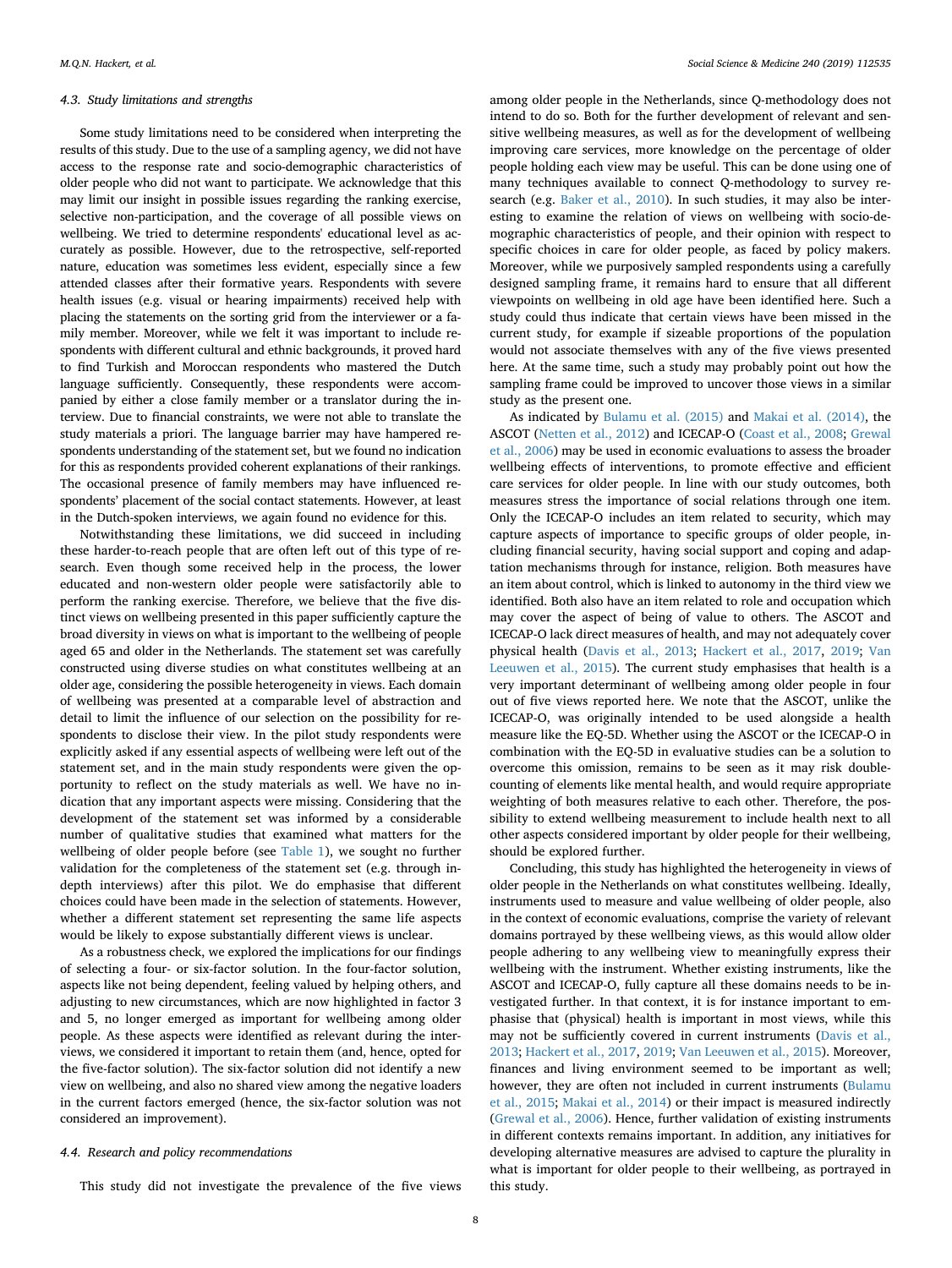### 4.3. Study limitations and strengths

Some study limitations need to be considered when interpreting the results of this study. Due to the use of a sampling agency, we did not have access to the response rate and socio-demographic characteristics of older people who did not want to participate. We acknowledge that this may limit our insight in possible issues regarding the ranking exercise, selective non-participation, and the coverage of all possible views on wellbeing. We tried to determine respondents' educational level as accurately as possible. However, due to the retrospective, self-reported nature, education was sometimes less evident, especially since a few attended classes after their formative years. Respondents with severe health issues (e.g. visual or hearing impairments) received help with placing the statements on the sorting grid from the interviewer or a family member. Moreover, while we felt it was important to include respondents with different cultural and ethnic backgrounds, it proved hard to find Turkish and Moroccan respondents who mastered the Dutch language sufficiently. Consequently, these respondents were accompanied by either a close family member or a translator during the interview. Due to financial constraints, we were not able to translate the study materials a priori. The language barrier may have hampered respondents understanding of the statement set, but we found no indication for this as respondents provided coherent explanations of their rankings. The occasional presence of family members may have influenced respondents' placement of the social contact statements. However, at least in the Dutch-spoken interviews, we again found no evidence for this.

Notwithstanding these limitations, we did succeed in including these harder-to-reach people that are often left out of this type of research. Even though some received help in the process, the lower educated and non-western older people were satisfactorily able to perform the ranking exercise. Therefore, we believe that the five distinct views on wellbeing presented in this paper sufficiently capture the broad diversity in views on what is important to the wellbeing of people aged 65 and older in the Netherlands. The statement set was carefully constructed using diverse studies on what constitutes wellbeing at an older age, considering the possible heterogeneity in views. Each domain of wellbeing was presented at a comparable level of abstraction and detail to limit the influence of our selection on the possibility for respondents to disclose their view. In the pilot study respondents were explicitly asked if any essential aspects of wellbeing were left out of the statement set, and in the main study respondents were given the opportunity to reflect on the study materials as well. We have no indication that any important aspects were missing. Considering that the development of the statement set was informed by a considerable number of qualitative studies that examined what matters for the wellbeing of older people before (see Table 1), we sought no further validation for the completeness of the statement set (e.g. through in-depth interviews) after this pilot. We do emphasise that different choices could have been made in the selection of statements. However, whether a different statement set representing the same life aspects would be likely to expose substantially different views is unclear.

As a robustness check, we explored the implications for our findings of selecting a four- or six-factor solution. In the four-factor solution, aspects like not being dependent, feeling valued by helping others, and adjusting to new circumstances, which are now highlighted in factor 3 and 5, no longer emerged as important for wellbeing among older people. As these aspects were identified as relevant during the interviews, we considered it important to retain them (and, hence, opted for the five-factor solution). The six-factor solution did not identify a new view on wellbeing, and also no shared view among the negative loaders in the current factors emerged (hence, the six-factor solution was not considered an improvement).

### 4.4. Research and policy recommendations

This study did not investigate the prevalence of the five views among older people in the Netherlands, since Q-methodology does not intend to do so. Both for the further development of relevant and sensitive wellbeing measures, as well as for the development of wellbeing improving care services, more knowledge on the percentage of older people holding each view may be useful. This can be done using one of many techniques available to connect Q-methodology to survey research (e.g. Baker et al., 2010). In such studies, it may also be interesting to examine the relation of views on wellbeing with socio-demographic characteristics of people, and their opinion with respect to specific choices in care for older people, as faced by policy makers. Moreover, while we purposively sampled respondents using a carefully designed sampling frame, it remains hard to ensure that all different viewpoints on wellbeing in old age have been identified here. Such a study could thus indicate that certain views have been missed in the current study, for example if sizeable proportions of the population would not associate themselves with any of the five views presented here. At the same time, such a study may probably point out how the sampling frame could be improved to uncover those views in a similar study as the present one.

As indicated by Bulamu et al. (2015) and Makai et al. (2014), the ASCOT (Netten et al., 2012) and ICECAP-O (Coast et al., 2008; Grewal et al., 2006) may be used in economic evaluations to assess the broader wellbeing effects of interventions, to promote effective and efficient care services for older people. In line with our study outcomes, both measures stress the importance of social relations through one item. Only the ICECAP-O includes an item related to security, which may capture aspects of importance to specific groups of older people, including financial security, having social support and coping and adaptation mechanisms through for instance, religion. Both measures have an item about control, which is linked to autonomy in the third view we identified. Both also have an item related to role and occupation which may cover the aspect of being of value to others. The ASCOT and ICECAP-O lack direct measures of health, and may not adequately cover physical health (Davis et al., 2013; Hackert et al., 2017, 2019; Van Leeuwen et al., 2015). The current study emphasises that health is a very important determinant of wellbeing among older people in four out of five views reported here. We note that the ASCOT, unlike the ICECAP-O, was originally intended to be used alongside a health measure like the EQ-5D. Whether using the ASCOT or the ICECAP-O in combination with the EQ-5D in evaluative studies can be a solution to overcome this omission, remains to be seen as it may risk double-counting of elements like mental health, and would require appropriate weighting of both measures relative to each other. Therefore, the possibility to extend wellbeing measurement to include health next to all other aspects considered important by older people for their wellbeing, should be explored further.

Concluding, this study has highlighted the heterogeneity in views of older people in the Netherlands on what constitutes wellbeing. Ideally, instruments used to measure and value wellbeing of older people, also in the context of economic evaluations, comprise the variety of relevant domains portrayed by these wellbeing views, as this would allow older people adhering to any wellbeing view to meaningfully express their wellbeing with the instrument. Whether existing instruments, like the ASCOT and ICECAP-O, fully capture all these domains needs to be investigated further. In that context, it is for instance important to emphasise that (physical) health is important in most views, while this may not be sufficiently covered in current instruments (Davis et al., 2013; Hackert et al., 2017, 2019; Van Leeuwen et al., 2015). Moreover, finances and living environment seemed to be important as well; however, they are often not included in current instruments (Bulamu et al., 2015; Makai et al., 2014) or their impact is measured indirectly (Grewal et al., 2006). Hence, further validation of existing instruments in different contexts remains important. In addition, any initiatives for developing alternative measures are advised to capture the plurality in what is important for older people to their wellbeing, as portrayed in this study.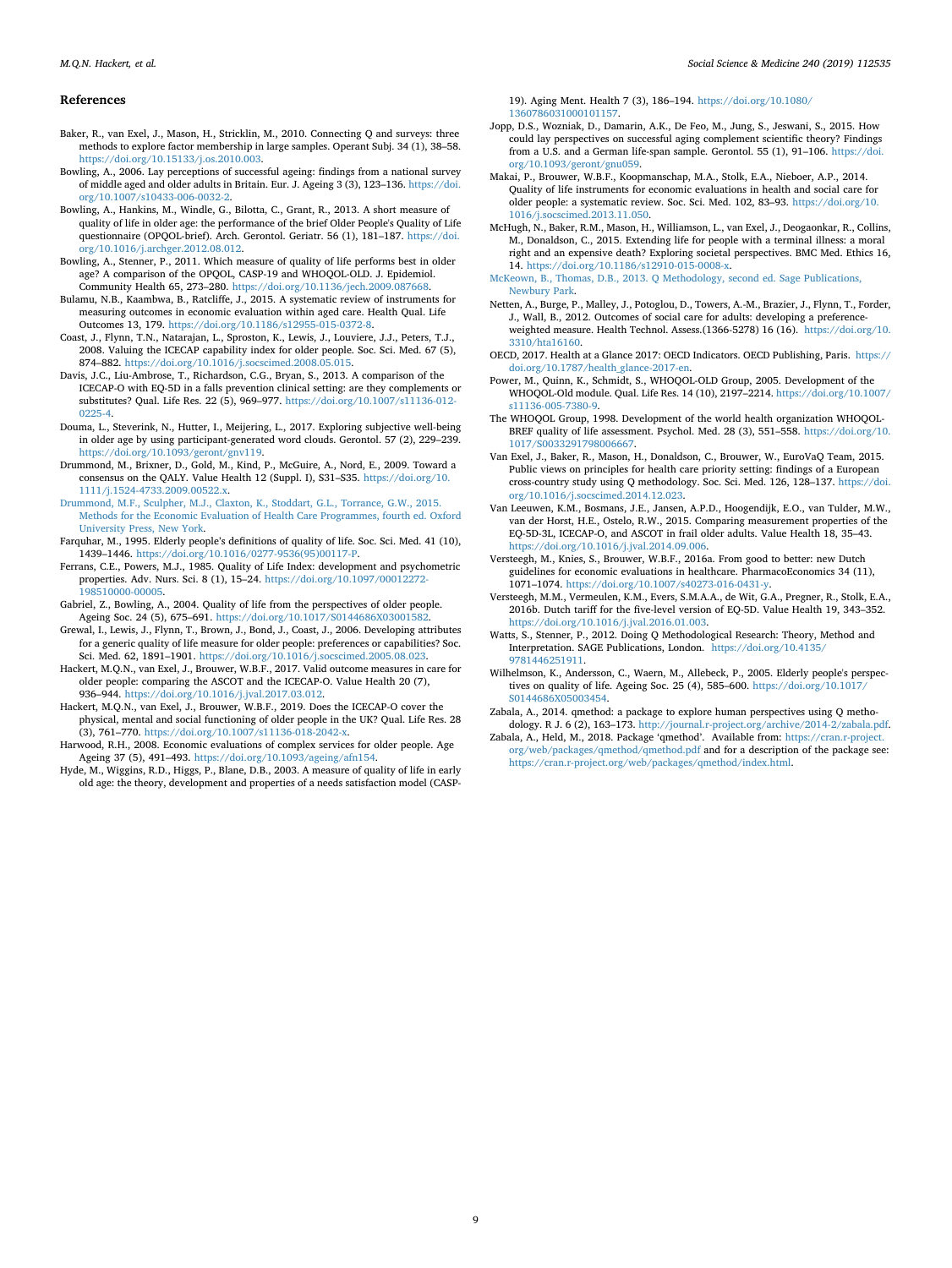## References

Baker, R., van Exel, J., Mason, H., Stricklin, M., 2010. Connecting Q and surveys: three methods to explore factor membership in large samples. Operant Subj. 34 (1), 38–58. https://doi.org/10.15133/j.os.2010.003.

Bowling, A., 2006. Lay perceptions of successful ageing: findings from a national survey of middle aged and older adults in Britain. Eur. J. Ageing 3 (3), 123–136. https://doi.org/10.1007/s10433-006-0032-2.

Bowling, A., Hankins, M., Windle, G., Bilotta, C., Grant, R., 2013. A short measure of quality of life in older age: the performance of the brief Older People's Quality of Life questionnaire (OPQOL-brief). Arch. Gerontol. Geriatr. 56 (1), 181–187. https://doi.org/10.1016/j.archger.2012.08.012.

Bowling, A., Stenner, P., 2011. Which measure of quality of life performs best in older age? A comparison of the OPQOL, CASP-19 and WHOQOL-OLD. J. Epidemiol. Community Health 65, 273–280. https://doi.org/10.1136/jech.2009.087668.

Bulamu, N.B., Kaambwa, B., Ratcliffe, J., 2015. A systematic review of instruments for measuring outcomes in economic evaluation within aged care. Health Qual. Life Outcomes 13, 179. https://doi.org/10.1186/s12955-015-0372-8.

Coast, J., Flynn, T.N., Natarajan, L., Sproston, K., Lewis, J., Louviere, J.J., Peters, T.J., 2008. Valuing the ICECAP capability index for older people. Soc. Sci. Med. 67 (5), 874–882. https://doi.org/10.1016/j.socscimed.2008.05.015.

Davis, J.C., Liu-Ambrose, T., Richardson, C.G., Bryan, S., 2013. A comparison of the ICECAP-O with EQ-5D in a falls prevention clinical setting: are they complements or substitutes? Qual. Life Res. 22 (5), 969–977. https://doi.org/10.1007/s11136-012-0225-4.

Douma, L., Steverink, N., Hutter, I., Meijering, L., 2017. Exploring subjective well-being in older age by using participant-generated word clouds. Gerontol. 57 (2), 229–239. https://doi.org/10.1093/geront/gnv119.

Drummond, M., Brixner, D., Gold, M., Kind, P., McGuire, A., Nord, E., 2009. Toward a consensus on the QALY. Value Health 12 (Suppl. I), S31–S35. https://doi.org/10.1111/j.1524-4733.2009.00522.x.

Drummond, M.F., Sculpher, M.J., Claxton, K., Stoddart, G.L., Torrance, G.W., 2015. Methods for the Economic Evaluation of Health Care Programmes, fourth ed. Oxford University Press, New York.

Farquhar, M., 1995. Elderly people's definitions of quality of life. Soc. Sci. Med. 41 (10), 1439–1446. https://doi.org/10.1016/0277-9536(95)00117-P.

Ferrans, C.E., Powers, M.J., 1985. Quality of Life Index: development and psychometric properties. Adv. Nurs. Sci. 8 (1), 15–24. https://doi.org/10.1097/00012272-198510000-00005.

Gabriel, Z., Bowling, A., 2004. Quality of life from the perspectives of older people. Ageing Soc. 24 (5), 675–691. https://doi.org/10.1017/S0144686X03001582.

Grewal, I., Lewis, J., Flynn, T., Brown, J., Bond, J., Coast, J., 2006. Developing attributes for a generic quality of life measure for older people: preferences or capabilities? Soc. Sci. Med. 62, 1891–1901. https://doi.org/10.1016/j.socscimed.2005.08.023.

Hackert, M.Q.N., van Exel, J., Brouwer, W.B.F., 2017. Valid outcome measures in care for older people: comparing the ASCOT and the ICECAP-O. Value Health 20 (7), 936–944. https://doi.org/10.1016/j.jval.2017.03.012.

Hackert, M.Q.N., van Exel, J., Brouwer, W.B.F., 2019. Does the ICECAP-O cover the physical, mental and social functioning of older people in the UK? Qual. Life Res. 28 (3), 761–770. https://doi.org/10.1007/s11136-018-2042-x.

Harwood, R.H., 2008. Economic evaluations of complex services for older people. Age Ageing 37 (5), 491–493. https://doi.org/10.1093/ageing/afn154.

Hyde, M., Wiggins, R.D., Higgs, P., Blane, D.B., 2003. A measure of quality of life in early old age: the theory, development and properties of a needs satisfaction model (CASP-19). Aging Ment. Health 7 (3), 186–194. https://doi.org/10.1080/1360786031000101157.

Jopp, D.S., Wozniak, D., Damarin, A.K., De Feo, M., Jung, S., Jeswani, S., 2015. How could lay perspectives on successful aging complement scientific theory? Findings from a U.S. and a German life-span sample. Gerontol. 55 (1), 91–106. https://doi.org/10.1093/geront/gnu059.

Makai, P., Brouwer, W.B.F., Koopmanschap, M.A., Stolk, E.A., Nieboer, A.P., 2014. Quality of life instruments for economic evaluations in health and social care for older people: a systematic review. Soc. Sci. Med. 102, 83–93. https://doi.org/10.1016/j.socscimed.2013.11.050.

McHugh, N., Baker, R.M., Mason, H., Williamson, L., van Exel, J., Deogaonkar, R., Collins, M., Donaldson, C., 2015. Extending life for people with a terminal illness: a moral right and an expensive death? Exploring societal perspectives. BMC Med. Ethics 16, 14. https://doi.org/10.1186/s12910-015-0008-x.

McKeown, B., Thomas, D.B., 2013. Q Methodology, second ed. Sage Publications, Newbury Park.

Netten, A., Burge, P., Malley, J., Potoglou, D., Towers, A.-M., Brazier, J., Flynn, T., Forder, J., Wall, B., 2012. Outcomes of social care for adults: developing a preference-weighted measure. Health Technol. Assess.(1366-5278) 16 (16). https://doi.org/10.3310/hta16160.

OECD, 2017. Health at a Glance 2017: OECD Indicators. OECD Publishing, Paris. https://doi.org/10.1787/health_glance-2017-en.

Power, M., Quinn, K., Schmidt, S., WHOQOL-OLD Group, 2005. Development of the WHOQOL-Old module. Qual. Life Res. 14 (10), 2197–2214. https://doi.org/10.1007/s11136-005-7380-9.

The WHOQOL Group, 1998. Development of the world health organization WHOQOL-BREF quality of life assessment. Psychol. Med. 28 (3), 551–558. https://doi.org/10.1017/S0033291798006667.

Van Exel, J., Baker, R., Mason, H., Donaldson, C., Brouwer, W., EuroVaQ Team, 2015. Public views on principles for health care priority setting: findings of a European cross-country study using Q methodology. Soc. Sci. Med. 126, 128–137. https://doi.org/10.1016/j.socscimed.2014.12.023.

Van Leeuwen, K.M., Bosmans, J.E., Jansen, A.P.D., Hoogendijk, E.O., van Tulder, M.W., van der Horst, H.E., Ostelo, R.W., 2015. Comparing measurement properties of the EQ-5D-3L, ICECAP-O, and ASCOT in frail older adults. Value Health 18, 35–43. https://doi.org/10.1016/j.jval.2014.09.006.

Versteegh, M., Knies, S., Brouwer, W.B.F., 2016a. From good to better: new Dutch guidelines for economic evaluations in healthcare. PharmacoEconomics 34 (11), 1071–1074. https://doi.org/10.1007/s40273-016-0431-y.

Versteegh, M.M., Vermeulen, K.M., Evers, S.M.A.A., de Wit, G.A., Pregner, R., Stolk, E.A., 2016b. Dutch tariff for the five-level version of EQ-5D. Value Health 19, 343–352. https://doi.org/10.1016/j.jval.2016.01.003.

Watts, S., Stenner, P., 2012. Doing Q Methodological Research: Theory, Method and Interpretation. SAGE Publications, London. https://doi.org/10.4135/9781446251911.

Wilhelmson, K., Andersson, C., Waern, M., Allebeck, P., 2005. Elderly people's perspectives on quality of life. Ageing Soc. 25 (4), 585–600. https://doi.org/10.1017/S0144686X05003454.

Zabala, A., 2014. qmethod: a package to explore human perspectives using Q methodology. R J. 6 (2), 163–173. http://journal.r-project.org/archive/2014-2/zabala.pdf.

Zabala, A., Held, M., 2018. Package 'qmethod'. Available from: https://cran.r-project.org/web/packages/qmethod/qmethod.pdf and for a description of the package see: https://cran.r-project.org/web/packages/qmethod/index.html.